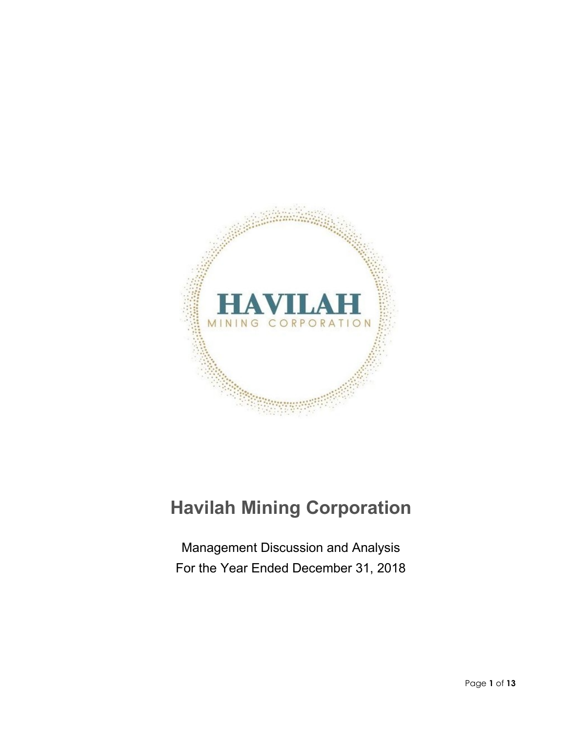HAVILAH

MINING CORPORATION

# Havilah Mining Corporation

Management Discussion and Analysis

For the Year Ended December 31, 2018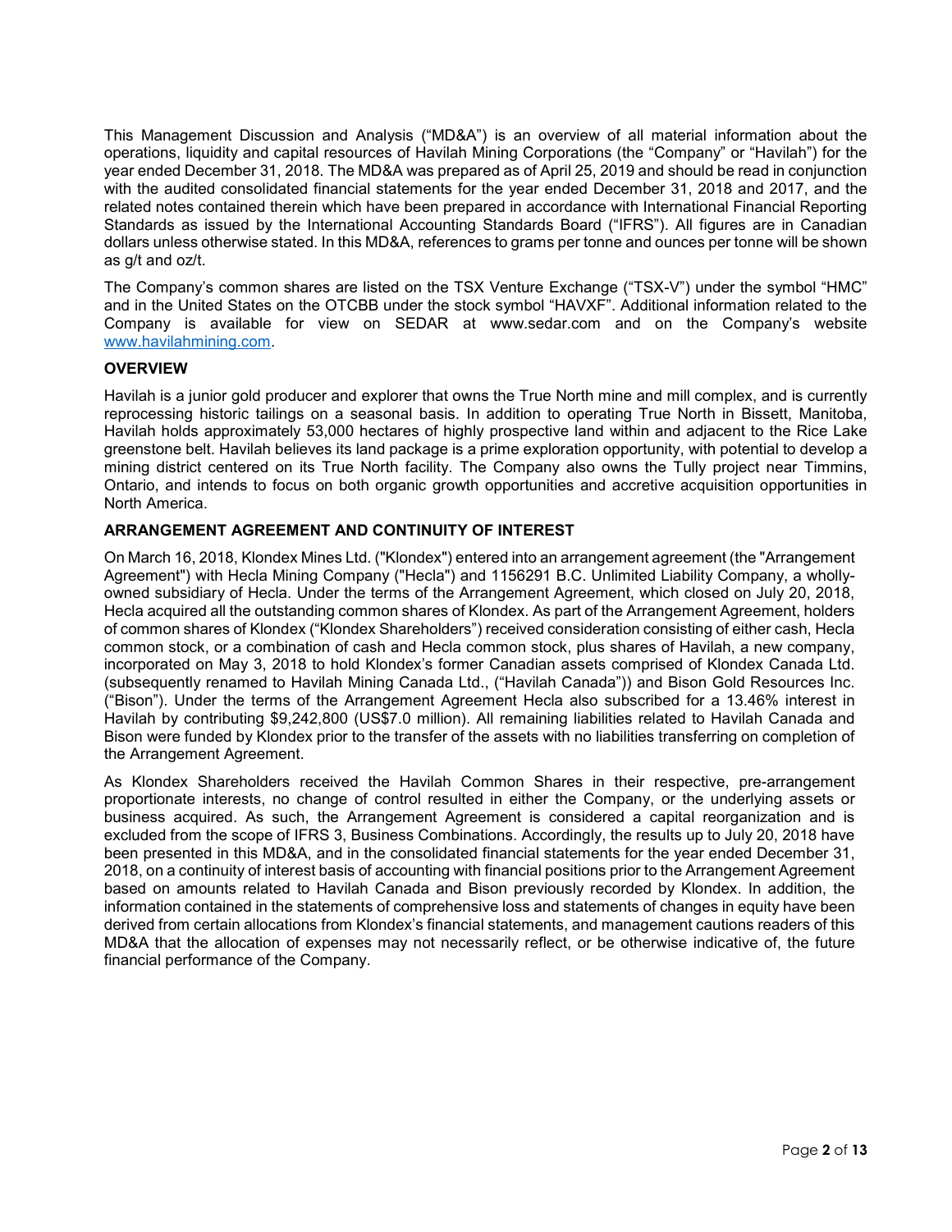This Management Discussion and Analysis ("MD&A") is an overview of all material information about the operations, liquidity and capital resources of Havilah Mining Corporations (the "Company" or "Havilah") for the year ended December 31, 2018. The MD&A was prepared as of April 25, 2019 and should be read in conjunction with the audited consolidated financial statements for the year ended December 31, 2018 and 2017, and the related notes contained therein which have been prepared in accordance with International Financial Reporting Standards as issued by the International Accounting Standards Board ("IFRS"). All figures are in Canadian dollars unless otherwise stated. In this MD&A, references to grams per tonne and ounces per tonne will be shown as g/t and oz/t.

The Company's common shares are listed on the TSX Venture Exchange ("TSX-V") under the symbol "HMC" and in the United States on the OTCBB under the stock symbol "HAVXF". Additional information related to the Company is available for view on SEDAR at www.sedar.com and on the Company's website www.havilahmining.com.

## OVERVIEW

Havilah is a junior gold producer and explorer that owns the True North mine and mill complex, and is currently reprocessing historic tailings on a seasonal basis. In addition to operating True North in Bissett, Manitoba, Havilah holds approximately 53,000 hectares of highly prospective land within and adjacent to the Rice Lake greenstone belt. Havilah believes its land package is a prime exploration opportunity, with potential to develop a mining district centered on its True North facility. The Company also owns the Tully project near Timmins, Ontario, and intends to focus on both organic growth opportunities and accretive acquisition opportunities in North America.

## ARRANGEMENT AGREEMENT AND CONTINUITY OF INTEREST

On March 16, 2018, Klondex Mines Ltd. ("Klondex") entered into an arrangement agreement (the "Arrangement Agreement") with Hecla Mining Company ("Hecla") and 1156291 B.C. Unlimited Liability Company, a wholly-owned subsidiary of Hecla. Under the terms of the Arrangement Agreement, which closed on July 20, 2018, Hecla acquired all the outstanding common shares of Klondex. As part of the Arrangement Agreement, holders of common shares of Klondex ("Klondex Shareholders") received consideration consisting of either cash, Hecla common stock, or a combination of cash and Hecla common stock, plus shares of Havilah, a new company, incorporated on May 3, 2018 to hold Klondex's former Canadian assets comprised of Klondex Canada Ltd. (subsequently renamed to Havilah Mining Canada Ltd., ("Havilah Canada")) and Bison Gold Resources Inc. ("Bison"). Under the terms of the Arrangement Agreement Hecla also subscribed for a 13.46% interest in Havilah by contributing $9,242,800 (US$7.0 million). All remaining liabilities related to Havilah Canada and Bison were funded by Klondex prior to the transfer of the assets with no liabilities transferring on completion of the Arrangement Agreement.

As Klondex Shareholders received the Havilah Common Shares in their respective, pre-arrangement proportionate interests, no change of control resulted in either the Company, or the underlying assets or business acquired. As such, the Arrangement Agreement is considered a capital reorganization and is excluded from the scope of IFRS 3, Business Combinations. Accordingly, the results up to July 20, 2018 have been presented in this MD&A, and in the consolidated financial statements for the year ended December 31, 2018, on a continuity of interest basis of accounting with financial positions prior to the Arrangement Agreement based on amounts related to Havilah Canada and Bison previously recorded by Klondex. In addition, the information contained in the statements of comprehensive loss and statements of changes in equity have been derived from certain allocations from Klondex's financial statements, and management cautions readers of this MD&A that the allocation of expenses may not necessarily reflect, or be otherwise indicative of, the future financial performance of the Company.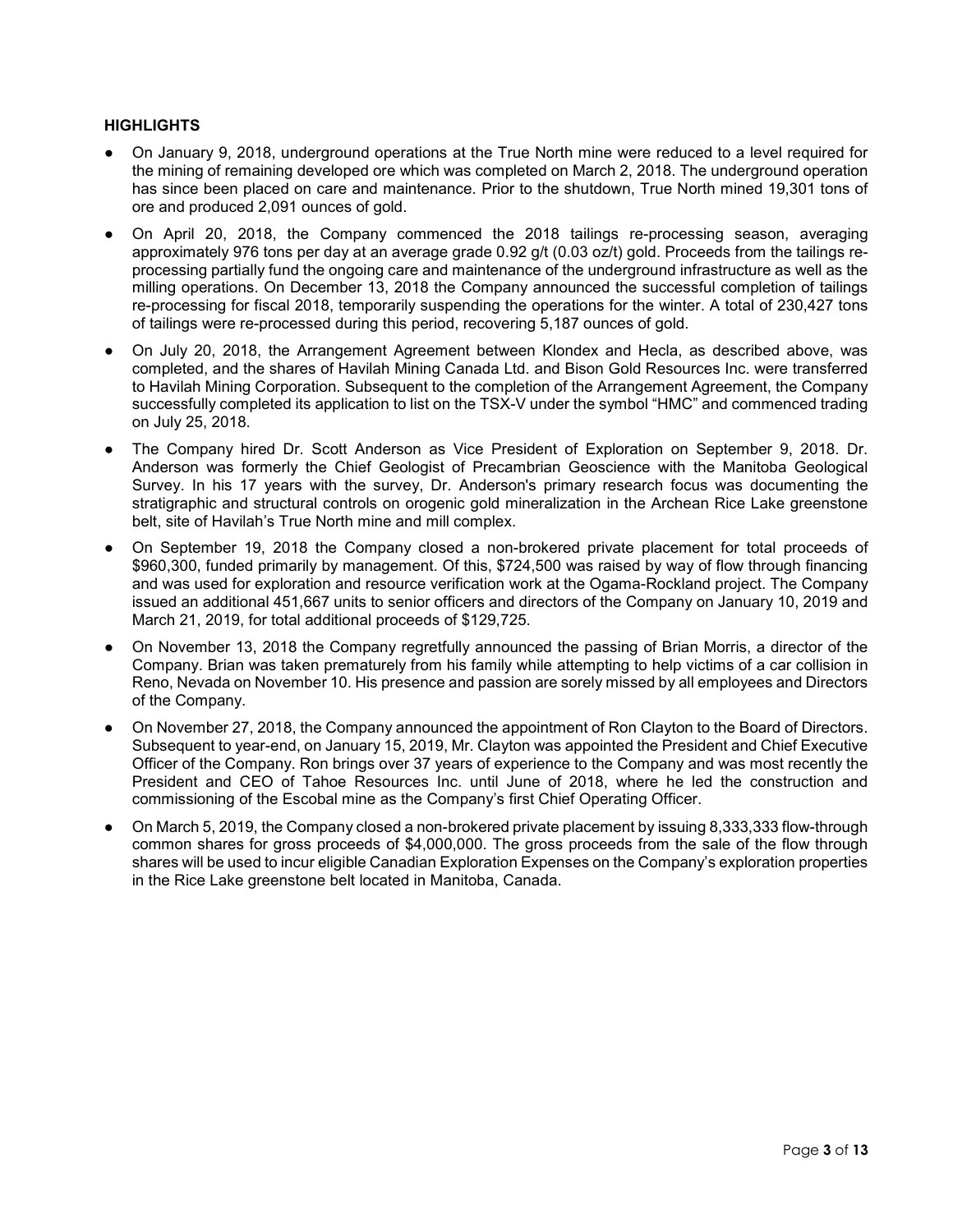**HIGHLIGHTS**

- On January 9, 2018, underground operations at the True North mine were reduced to a level required for the mining of remaining developed ore which was completed on March 2, 2018. The underground operation has since been placed on care and maintenance. Prior to the shutdown, True North mined 19,301 tons of ore and produced 2,091 ounces of gold.
- On April 20, 2018, the Company commenced the 2018 tailings re-processing season, averaging approximately 976 tons per day at an average grade 0.92 g/t (0.03 oz/t) gold. Proceeds from the tailings re-processing partially fund the ongoing care and maintenance of the underground infrastructure as well as the milling operations. On December 13, 2018 the Company announced the successful completion of tailings re-processing for fiscal 2018, temporarily suspending the operations for the winter. A total of 230,427 tons of tailings were re-processed during this period, recovering 5,187 ounces of gold.
- On July 20, 2018, the Arrangement Agreement between Klondex and Hecla, as described above, was completed, and the shares of Havilah Mining Canada Ltd. and Bison Gold Resources Inc. were transferred to Havilah Mining Corporation. Subsequent to the completion of the Arrangement Agreement, the Company successfully completed its application to list on the TSX-V under the symbol "HMC" and commenced trading on July 25, 2018.
- The Company hired Dr. Scott Anderson as Vice President of Exploration on September 9, 2018. Dr. Anderson was formerly the Chief Geologist of Precambrian Geoscience with the Manitoba Geological Survey. In his 17 years with the survey, Dr. Anderson's primary research focus was documenting the stratigraphic and structural controls on orogenic gold mineralization in the Archean Rice Lake greenstone belt, site of Havilah's True North mine and mill complex.
- On September 19, 2018 the Company closed a non-brokered private placement for total proceeds of $960,300, funded primarily by management. Of this, $724,500 was raised by way of flow through financing and was used for exploration and resource verification work at the Ogama-Rockland project. The Company issued an additional 451,667 units to senior officers and directors of the Company on January 10, 2019 and March 21, 2019, for total additional proceeds of $129,725.
- On November 13, 2018 the Company regretfully announced the passing of Brian Morris, a director of the Company. Brian was taken prematurely from his family while attempting to help victims of a car collision in Reno, Nevada on November 10. His presence and passion are sorely missed by all employees and Directors of the Company.
- On November 27, 2018, the Company announced the appointment of Ron Clayton to the Board of Directors. Subsequent to year-end, on January 15, 2019, Mr. Clayton was appointed the President and Chief Executive Officer of the Company. Ron brings over 37 years of experience to the Company and was most recently the President and CEO of Tahoe Resources Inc. until June of 2018, where he led the construction and commissioning of the Escobal mine as the Company's first Chief Operating Officer.
- On March 5, 2019, the Company closed a non-brokered private placement by issuing 8,333,333 flow-through common shares for gross proceeds of $4,000,000. The gross proceeds from the sale of the flow through shares will be used to incur eligible Canadian Exploration Expenses on the Company's exploration properties in the Rice Lake greenstone belt located in Manitoba, Canada.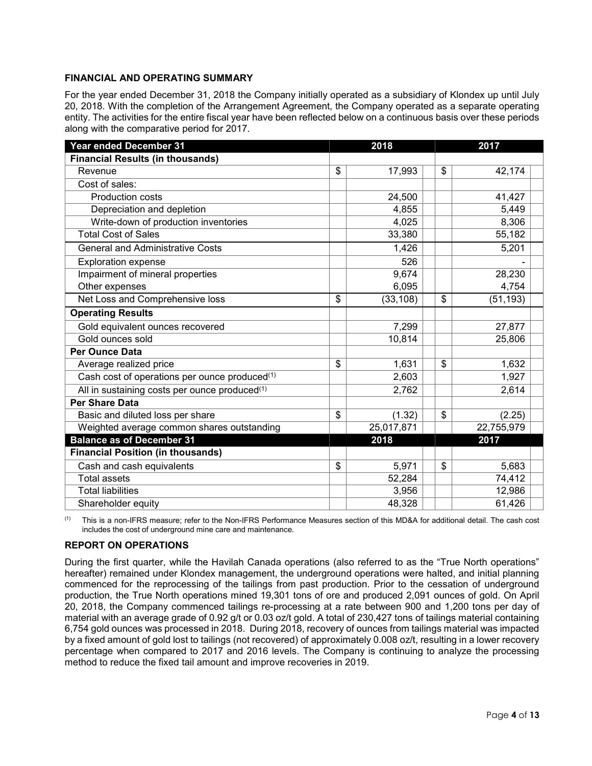## FINANCIAL AND OPERATING SUMMARY

For the year ended December 31, 2018 the Company initially operated as a subsidiary of Klondex up until July 20, 2018. With the completion of the Arrangement Agreement, the Company operated as a separate operating entity. The activities for the entire fiscal year have been reflected below on a continuous basis over these periods along with the comparative period for 2017.

| Year ended December 31 | | 2018 | | 2017 |
|---|---|---|---|---|
| **Financial Results (in thousands)** | | | | |
| Revenue | $ | 17,993 | $ | 42,174 |
| Cost of sales: | | | | |
| Production costs | | 24,500 | | 41,427 |
| Depreciation and depletion | | 4,855 | | 5,449 |
| Write-down of production inventories | | 4,025 | | 8,306 |
| Total Cost of Sales | | 33,380 | | 55,182 |
| General and Administrative Costs | | 1,426 | | 5,201 |
| Exploration expense | | 526 | | - |
| Impairment of mineral properties | | 9,674 | | 28,230 |
| Other expenses | | 6,095 | | 4,754 |
| Net Loss and Comprehensive loss | $ | (33,108) | $ | (51,193) |
| **Operating Results** | | | | |
| Gold equivalent ounces recovered | | 7,299 | | 27,877 |
| Gold ounces sold | | 10,814 | | 25,806 |
| **Per Ounce Data** | | | | |
| Average realized price | $ | 1,631 | $ | 1,632 |
| Cash cost of operations per ounce produced[(1)] | | 2,603 | | 1,927 |
| All in sustaining costs per ounce produced[(1)] | | 2,762 | | 2,614 |
| **Per Share Data** | | | | |
| Basic and diluted loss per share | $ | (1.32) | $ | (2.25) |
| Weighted average common shares outstanding | | 25,017,871 | | 22,755,979 |
| **Balance as of December 31** | | **2018** | | **2017** |
| **Financial Position (in thousands)** | | | | |
| Cash and cash equivalents | $ | 5,971 | $ | 5,683 |
| Total assets | | 52,284 | | 74,412 |
| Total liabilities | | 3,956 | | 12,986 |
| Shareholder equity | | 48,328 | | 61,426 |

[(1)] This is a non-IFRS measure; refer to the Non-IFRS Performance Measures section of this MD&A for additional detail. The cash cost includes the cost of underground mine care and maintenance.

## REPORT ON OPERATIONS

During the first quarter, while the Havilah Canada operations (also referred to as the "True North operations" hereafter) remained under Klondex management, the underground operations were halted, and initial planning commenced for the reprocessing of the tailings from past production. Prior to the cessation of underground production, the True North operations mined 19,301 tons of ore and produced 2,091 ounces of gold. On April 20, 2018, the Company commenced tailings re-processing at a rate between 900 and 1,200 tons per day of material with an average grade of 0.92 g/t or 0.03 oz/t gold. A total of 230,427 tons of tailings material containing 6,754 gold ounces was processed in 2018. During 2018, recovery of ounces from tailings material was impacted by a fixed amount of gold lost to tailings (not recovered) of approximately 0.008 oz/t, resulting in a lower recovery percentage when compared to 2017 and 2016 levels. The Company is continuing to analyze the processing method to reduce the fixed tail amount and improve recoveries in 2019.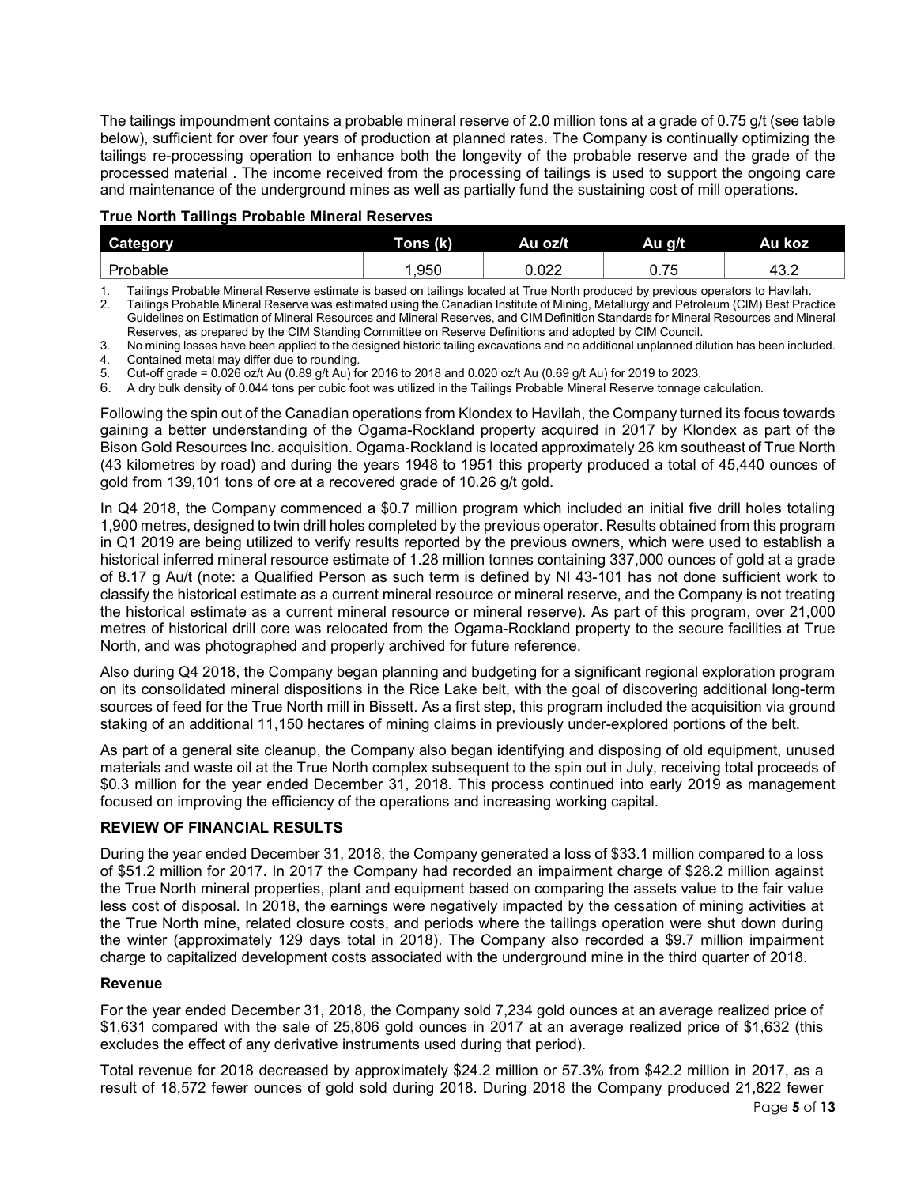The tailings impoundment contains a probable mineral reserve of 2.0 million tons at a grade of 0.75 g/t (see table below), sufficient for over four years of production at planned rates. The Company is continually optimizing the tailings re-processing operation to enhance both the longevity of the probable reserve and the grade of the processed material . The income received from the processing of tailings is used to support the ongoing care and maintenance of the underground mines as well as partially fund the sustaining cost of mill operations.

**True North Tailings Probable Mineral Reserves**

| Category | Tons (k) | Au oz/t | Au g/t | Au koz |
|---|---|---|---|---|
| Probable | 1,950 | 0.022 | 0.75 | 43.2 |

1. Tailings Probable Mineral Reserve estimate is based on tailings located at True North produced by previous operators to Havilah.
2. Tailings Probable Mineral Reserve was estimated using the Canadian Institute of Mining, Metallurgy and Petroleum (CIM) Best Practice Guidelines on Estimation of Mineral Resources and Mineral Reserves, and CIM Definition Standards for Mineral Resources and Mineral Reserves, as prepared by the CIM Standing Committee on Reserve Definitions and adopted by CIM Council.
3. No mining losses have been applied to the designed historic tailing excavations and no additional unplanned dilution has been included.
4. Contained metal may differ due to rounding.
5. Cut-off grade = 0.026 oz/t Au (0.89 g/t Au) for 2016 to 2018 and 0.020 oz/t Au (0.69 g/t Au) for 2019 to 2023.
6. A dry bulk density of 0.044 tons per cubic foot was utilized in the Tailings Probable Mineral Reserve tonnage calculation.

Following the spin out of the Canadian operations from Klondex to Havilah, the Company turned its focus towards gaining a better understanding of the Ogama-Rockland property acquired in 2017 by Klondex as part of the Bison Gold Resources Inc. acquisition. Ogama-Rockland is located approximately 26 km southeast of True North (43 kilometres by road) and during the years 1948 to 1951 this property produced a total of 45,440 ounces of gold from 139,101 tons of ore at a recovered grade of 10.26 g/t gold.

In Q4 2018, the Company commenced a $0.7 million program which included an initial five drill holes totaling 1,900 metres, designed to twin drill holes completed by the previous operator. Results obtained from this program in Q1 2019 are being utilized to verify results reported by the previous owners, which were used to establish a historical inferred mineral resource estimate of 1.28 million tonnes containing 337,000 ounces of gold at a grade of 8.17 g Au/t (note: a Qualified Person as such term is defined by NI 43-101 has not done sufficient work to classify the historical estimate as a current mineral resource or mineral reserve, and the Company is not treating the historical estimate as a current mineral resource or mineral reserve). As part of this program, over 21,000 metres of historical drill core was relocated from the Ogama-Rockland property to the secure facilities at True North, and was photographed and properly archived for future reference.

Also during Q4 2018, the Company began planning and budgeting for a significant regional exploration program on its consolidated mineral dispositions in the Rice Lake belt, with the goal of discovering additional long-term sources of feed for the True North mill in Bissett. As a first step, this program included the acquisition via ground staking of an additional 11,150 hectares of mining claims in previously under-explored portions of the belt.

As part of a general site cleanup, the Company also began identifying and disposing of old equipment, unused materials and waste oil at the True North complex subsequent to the spin out in July, receiving total proceeds of $0.3 million for the year ended December 31, 2018. This process continued into early 2019 as management focused on improving the efficiency of the operations and increasing working capital.

## REVIEW OF FINANCIAL RESULTS

During the year ended December 31, 2018, the Company generated a loss of $33.1 million compared to a loss of $51.2 million for 2017. In 2017 the Company had recorded an impairment charge of $28.2 million against the True North mineral properties, plant and equipment based on comparing the assets value to the fair value less cost of disposal. In 2018, the earnings were negatively impacted by the cessation of mining activities at the True North mine, related closure costs, and periods where the tailings operation were shut down during the winter (approximately 129 days total in 2018). The Company also recorded a $9.7 million impairment charge to capitalized development costs associated with the underground mine in the third quarter of 2018.

### Revenue

For the year ended December 31, 2018, the Company sold 7,234 gold ounces at an average realized price of $1,631 compared with the sale of 25,806 gold ounces in 2017 at an average realized price of $1,632 (this excludes the effect of any derivative instruments used during that period).

Total revenue for 2018 decreased by approximately $24.2 million or 57.3% from $42.2 million in 2017, as a result of 18,572 fewer ounces of gold sold during 2018. During 2018 the Company produced 21,822 fewer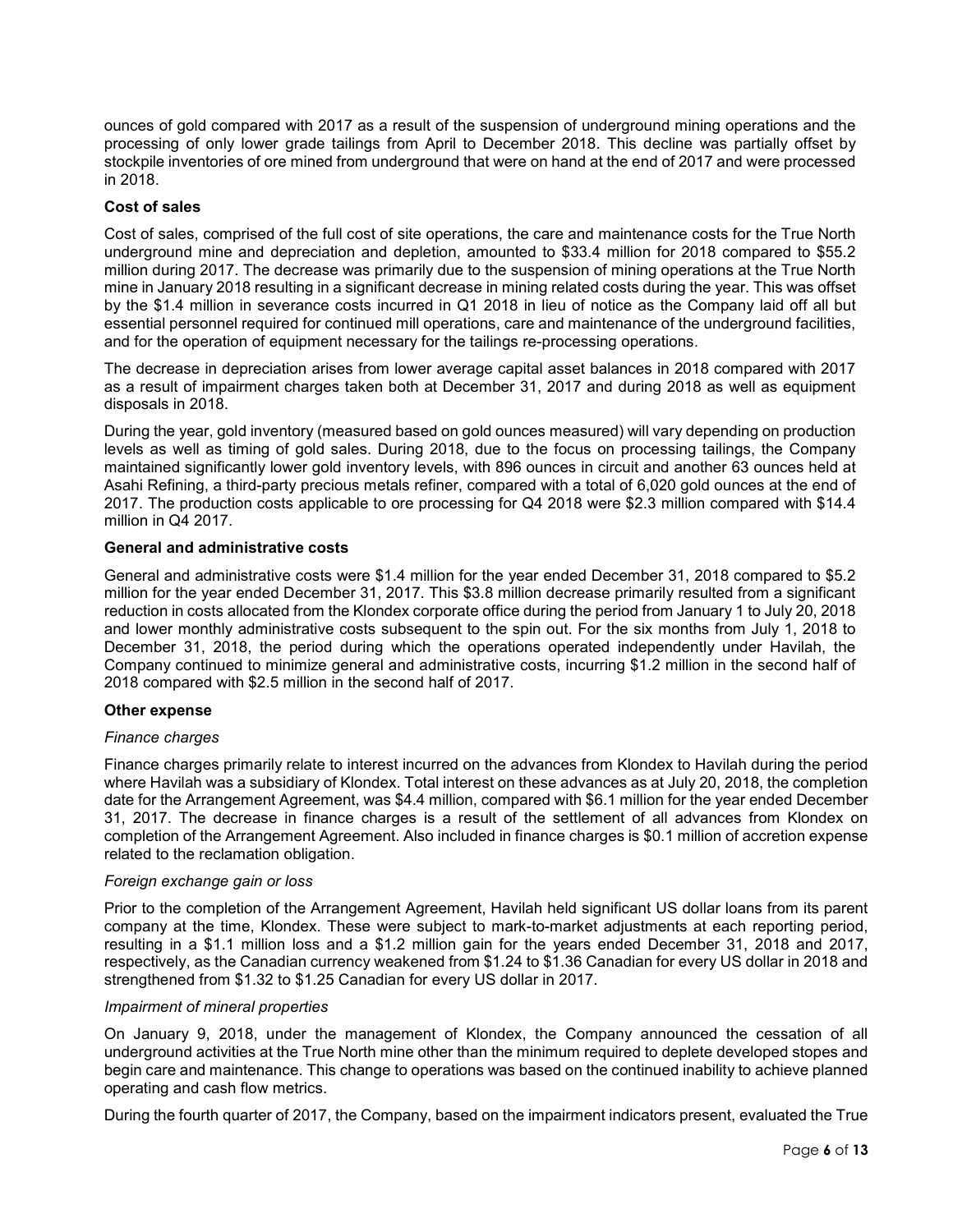ounces of gold compared with 2017 as a result of the suspension of underground mining operations and the processing of only lower grade tailings from April to December 2018. This decline was partially offset by stockpile inventories of ore mined from underground that were on hand at the end of 2017 and were processed in 2018.

**Cost of sales**

Cost of sales, comprised of the full cost of site operations, the care and maintenance costs for the True North underground mine and depreciation and depletion, amounted to $33.4 million for 2018 compared to $55.2 million during 2017. The decrease was primarily due to the suspension of mining operations at the True North mine in January 2018 resulting in a significant decrease in mining related costs during the year. This was offset by the $1.4 million in severance costs incurred in Q1 2018 in lieu of notice as the Company laid off all but essential personnel required for continued mill operations, care and maintenance of the underground facilities, and for the operation of equipment necessary for the tailings re-processing operations.

The decrease in depreciation arises from lower average capital asset balances in 2018 compared with 2017 as a result of impairment charges taken both at December 31, 2017 and during 2018 as well as equipment disposals in 2018.

During the year, gold inventory (measured based on gold ounces measured) will vary depending on production levels as well as timing of gold sales. During 2018, due to the focus on processing tailings, the Company maintained significantly lower gold inventory levels, with 896 ounces in circuit and another 63 ounces held at Asahi Refining, a third-party precious metals refiner, compared with a total of 6,020 gold ounces at the end of 2017. The production costs applicable to ore processing for Q4 2018 were $2.3 million compared with $14.4 million in Q4 2017.

**General and administrative costs**

General and administrative costs were $1.4 million for the year ended December 31, 2018 compared to $5.2 million for the year ended December 31, 2017. This $3.8 million decrease primarily resulted from a significant reduction in costs allocated from the Klondex corporate office during the period from January 1 to July 20, 2018 and lower monthly administrative costs subsequent to the spin out. For the six months from July 1, 2018 to December 31, 2018, the period during which the operations operated independently under Havilah, the Company continued to minimize general and administrative costs, incurring $1.2 million in the second half of 2018 compared with $2.5 million in the second half of 2017.

**Other expense**

*Finance charges*

Finance charges primarily relate to interest incurred on the advances from Klondex to Havilah during the period where Havilah was a subsidiary of Klondex. Total interest on these advances as at July 20, 2018, the completion date for the Arrangement Agreement, was $4.4 million, compared with $6.1 million for the year ended December 31, 2017. The decrease in finance charges is a result of the settlement of all advances from Klondex on completion of the Arrangement Agreement. Also included in finance charges is $0.1 million of accretion expense related to the reclamation obligation.

*Foreign exchange gain or loss*

Prior to the completion of the Arrangement Agreement, Havilah held significant US dollar loans from its parent company at the time, Klondex. These were subject to mark-to-market adjustments at each reporting period, resulting in a $1.1 million loss and a $1.2 million gain for the years ended December 31, 2018 and 2017, respectively, as the Canadian currency weakened from $1.24 to $1.36 Canadian for every US dollar in 2018 and strengthened from $1.32 to $1.25 Canadian for every US dollar in 2017.

*Impairment of mineral properties*

On January 9, 2018, under the management of Klondex, the Company announced the cessation of all underground activities at the True North mine other than the minimum required to deplete developed stopes and begin care and maintenance. This change to operations was based on the continued inability to achieve planned operating and cash flow metrics.

During the fourth quarter of 2017, the Company, based on the impairment indicators present, evaluated the True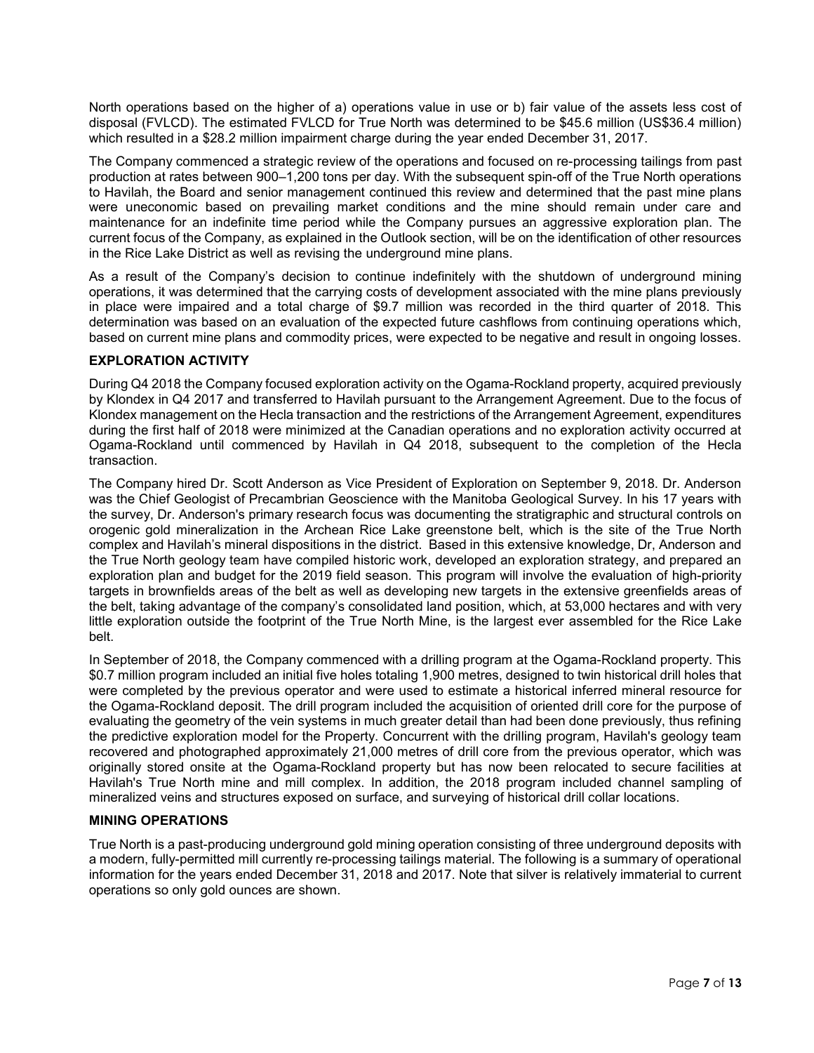North operations based on the higher of a) operations value in use or b) fair value of the assets less cost of disposal (FVLCD). The estimated FVLCD for True North was determined to be $45.6 million (US$36.4 million) which resulted in a $28.2 million impairment charge during the year ended December 31, 2017.

The Company commenced a strategic review of the operations and focused on re-processing tailings from past production at rates between 900–1,200 tons per day. With the subsequent spin-off of the True North operations to Havilah, the Board and senior management continued this review and determined that the past mine plans were uneconomic based on prevailing market conditions and the mine should remain under care and maintenance for an indefinite time period while the Company pursues an aggressive exploration plan. The current focus of the Company, as explained in the Outlook section, will be on the identification of other resources in the Rice Lake District as well as revising the underground mine plans.

As a result of the Company's decision to continue indefinitely with the shutdown of underground mining operations, it was determined that the carrying costs of development associated with the mine plans previously in place were impaired and a total charge of $9.7 million was recorded in the third quarter of 2018. This determination was based on an evaluation of the expected future cashflows from continuing operations which, based on current mine plans and commodity prices, were expected to be negative and result in ongoing losses.

## EXPLORATION ACTIVITY

During Q4 2018 the Company focused exploration activity on the Ogama-Rockland property, acquired previously by Klondex in Q4 2017 and transferred to Havilah pursuant to the Arrangement Agreement. Due to the focus of Klondex management on the Hecla transaction and the restrictions of the Arrangement Agreement, expenditures during the first half of 2018 were minimized at the Canadian operations and no exploration activity occurred at Ogama-Rockland until commenced by Havilah in Q4 2018, subsequent to the completion of the Hecla transaction.

The Company hired Dr. Scott Anderson as Vice President of Exploration on September 9, 2018. Dr. Anderson was the Chief Geologist of Precambrian Geoscience with the Manitoba Geological Survey. In his 17 years with the survey, Dr. Anderson's primary research focus was documenting the stratigraphic and structural controls on orogenic gold mineralization in the Archean Rice Lake greenstone belt, which is the site of the True North complex and Havilah's mineral dispositions in the district. Based in this extensive knowledge, Dr, Anderson and the True North geology team have compiled historic work, developed an exploration strategy, and prepared an exploration plan and budget for the 2019 field season. This program will involve the evaluation of high-priority targets in brownfields areas of the belt as well as developing new targets in the extensive greenfields areas of the belt, taking advantage of the company's consolidated land position, which, at 53,000 hectares and with very little exploration outside the footprint of the True North Mine, is the largest ever assembled for the Rice Lake belt.

In September of 2018, the Company commenced with a drilling program at the Ogama-Rockland property. This $0.7 million program included an initial five holes totaling 1,900 metres, designed to twin historical drill holes that were completed by the previous operator and were used to estimate a historical inferred mineral resource for the Ogama-Rockland deposit. The drill program included the acquisition of oriented drill core for the purpose of evaluating the geometry of the vein systems in much greater detail than had been done previously, thus refining the predictive exploration model for the Property. Concurrent with the drilling program, Havilah's geology team recovered and photographed approximately 21,000 metres of drill core from the previous operator, which was originally stored onsite at the Ogama-Rockland property but has now been relocated to secure facilities at Havilah's True North mine and mill complex. In addition, the 2018 program included channel sampling of mineralized veins and structures exposed on surface, and surveying of historical drill collar locations.

## MINING OPERATIONS

True North is a past-producing underground gold mining operation consisting of three underground deposits with a modern, fully-permitted mill currently re-processing tailings material. The following is a summary of operational information for the years ended December 31, 2018 and 2017. Note that silver is relatively immaterial to current operations so only gold ounces are shown.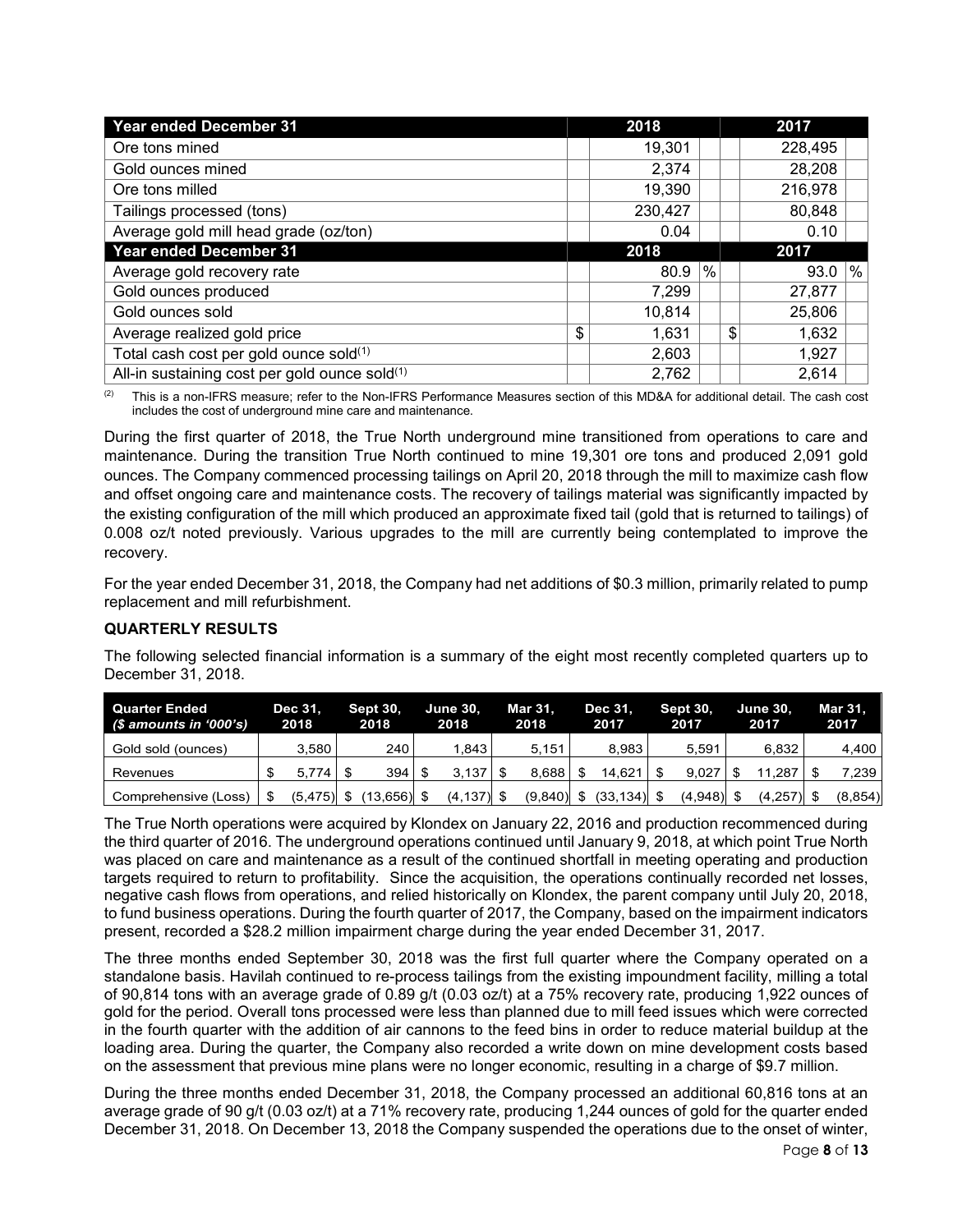| Year ended December 31 | 2018 | 2017 |
|---|---|---|
| Ore tons mined | 19,301 | 228,495 |
| Gold ounces mined | 2,374 | 28,208 |
| Ore tons milled | 19,390 | 216,978 |
| Tailings processed (tons) | 230,427 | 80,848 |
| Average gold mill head grade (oz/ton) | 0.04 | 0.10 |
| **Year ended December 31** | **2018** | **2017** |
| Average gold recovery rate | 80.9 % | 93.0 % |
| Gold ounces produced | 7,299 | 27,877 |
| Gold ounces sold | 10,814 | 25,806 |
| Average realized gold price | $ 1,631 | $ 1,632 |
| Total cash cost per gold ounce sold[1] | 2,603 | 1,927 |
| All-in sustaining cost per gold ounce sold[1] | 2,762 | 2,614 |

[2] This is a non-IFRS measure; refer to the Non-IFRS Performance Measures section of this MD&A for additional detail. The cash cost includes the cost of underground mine care and maintenance.

During the first quarter of 2018, the True North underground mine transitioned from operations to care and maintenance. During the transition True North continued to mine 19,301 ore tons and produced 2,091 gold ounces. The Company commenced processing tailings on April 20, 2018 through the mill to maximize cash flow and offset ongoing care and maintenance costs. The recovery of tailings material was significantly impacted by the existing configuration of the mill which produced an approximate fixed tail (gold that is returned to tailings) of 0.008 oz/t noted previously. Various upgrades to the mill are currently being contemplated to improve the recovery.

For the year ended December 31, 2018, the Company had net additions of $0.3 million, primarily related to pump replacement and mill refurbishment.

## QUARTERLY RESULTS

The following selected financial information is a summary of the eight most recently completed quarters up to December 31, 2018.

| Quarter Ended (*$ amounts in '000's*) | Dec 31, 2018 | Sept 30, 2018 | June 30, 2018 | Mar 31, 2018 | Dec 31, 2017 | Sept 30, 2017 | June 30, 2017 | Mar 31, 2017 |
|---|---|---|---|---|---|---|---|---|
| Gold sold (ounces) | 3,580 | 240 | 1,843 | 5,151 | 8,983 | 5,591 | 6,832 | 4,400 |
| Revenues | $ 5,774 | $ 394 | $ 3,137 | $ 8,688 | $ 14,621 | $ 9,027 | $ 11,287 | $ 7,239 |
| Comprehensive (Loss) | $ (5,475) | $ (13,656) | $ (4,137) | $ (9,840) | $ (33,134) | $ (4,948) | $ (4,257) | $ (8,854) |

The True North operations were acquired by Klondex on January 22, 2016 and production recommenced during the third quarter of 2016. The underground operations continued until January 9, 2018, at which point True North was placed on care and maintenance as a result of the continued shortfall in meeting operating and production targets required to return to profitability. Since the acquisition, the operations continually recorded net losses, negative cash flows from operations, and relied historically on Klondex, the parent company until July 20, 2018, to fund business operations. During the fourth quarter of 2017, the Company, based on the impairment indicators present, recorded a $28.2 million impairment charge during the year ended December 31, 2017.

The three months ended September 30, 2018 was the first full quarter where the Company operated on a standalone basis. Havilah continued to re-process tailings from the existing impoundment facility, milling a total of 90,814 tons with an average grade of 0.89 g/t (0.03 oz/t) at a 75% recovery rate, producing 1,922 ounces of gold for the period. Overall tons processed were less than planned due to mill feed issues which were corrected in the fourth quarter with the addition of air cannons to the feed bins in order to reduce material buildup at the loading area. During the quarter, the Company also recorded a write down on mine development costs based on the assessment that previous mine plans were no longer economic, resulting in a charge of $9.7 million.

During the three months ended December 31, 2018, the Company processed an additional 60,816 tons at an average grade of 90 g/t (0.03 oz/t) at a 71% recovery rate, producing 1,244 ounces of gold for the quarter ended December 31, 2018. On December 13, 2018 the Company suspended the operations due to the onset of winter,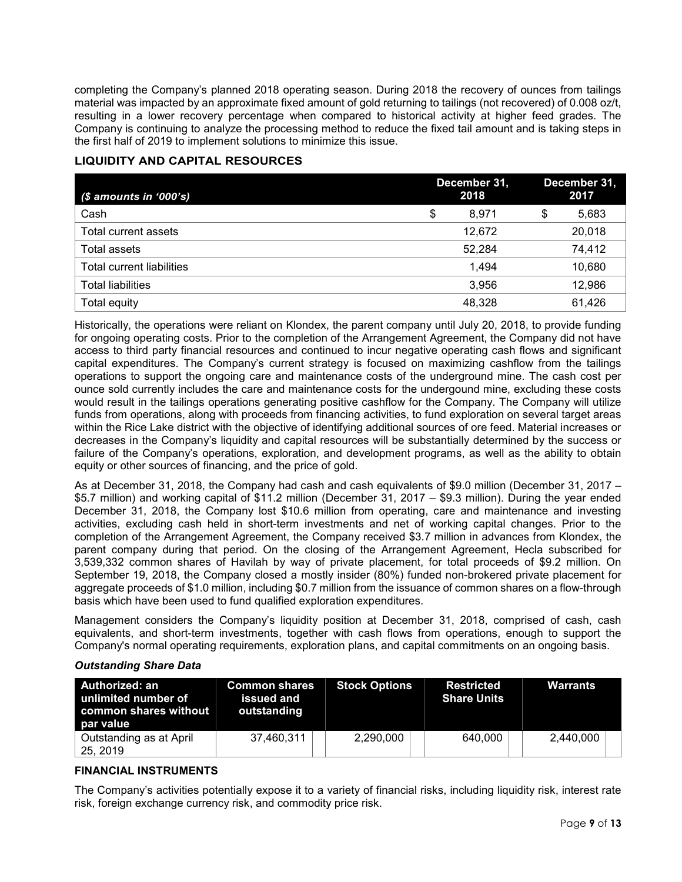completing the Company's planned 2018 operating season. During 2018 the recovery of ounces from tailings material was impacted by an approximate fixed amount of gold returning to tailings (not recovered) of 0.008 oz/t, resulting in a lower recovery percentage when compared to historical activity at higher feed grades. The Company is continuing to analyze the processing method to reduce the fixed tail amount and is taking steps in the first half of 2019 to implement solutions to minimize this issue.

## LIQUIDITY AND CAPITAL RESOURCES

| *($ amounts in '000's)* | December 31, 2018 | December 31, 2017 |
|---|---|---|
| Cash | $ 8,971 | $ 5,683 |
| Total current assets | 12,672 | 20,018 |
| Total assets | 52,284 | 74,412 |
| Total current liabilities | 1,494 | 10,680 |
| Total liabilities | 3,956 | 12,986 |
| Total equity | 48,328 | 61,426 |

Historically, the operations were reliant on Klondex, the parent company until July 20, 2018, to provide funding for ongoing operating costs. Prior to the completion of the Arrangement Agreement, the Company did not have access to third party financial resources and continued to incur negative operating cash flows and significant capital expenditures. The Company's current strategy is focused on maximizing cashflow from the tailings operations to support the ongoing care and maintenance costs of the underground mine. The cash cost per ounce sold currently includes the care and maintenance costs for the undergound mine, excluding these costs would result in the tailings operations generating positive cashflow for the Company. The Company will utilize funds from operations, along with proceeds from financing activities, to fund exploration on several target areas within the Rice Lake district with the objective of identifying additional sources of ore feed. Material increases or decreases in the Company's liquidity and capital resources will be substantially determined by the success or failure of the Company's operations, exploration, and development programs, as well as the ability to obtain equity or other sources of financing, and the price of gold.

As at December 31, 2018, the Company had cash and cash equivalents of $9.0 million (December 31, 2017 – $5.7 million) and working capital of $11.2 million (December 31, 2017 – $9.3 million). During the year ended December 31, 2018, the Company lost $10.6 million from operating, care and maintenance and investing activities, excluding cash held in short-term investments and net of working capital changes. Prior to the completion of the Arrangement Agreement, the Company received $3.7 million in advances from Klondex, the parent company during that period. On the closing of the Arrangement Agreement, Hecla subscribed for 3,539,332 common shares of Havilah by way of private placement, for total proceeds of $9.2 million. On September 19, 2018, the Company closed a mostly insider (80%) funded non-brokered private placement for aggregate proceeds of $1.0 million, including $0.7 million from the issuance of common shares on a flow-through basis which have been used to fund qualified exploration expenditures.

Management considers the Company's liquidity position at December 31, 2018, comprised of cash, cash equivalents, and short-term investments, together with cash flows from operations, enough to support the Company's normal operating requirements, exploration plans, and capital commitments on an ongoing basis.

### *Outstanding Share Data*

| Authorized: an unlimited number of common shares without par value | Common shares issued and outstanding | Stock Options | Restricted Share Units | Warrants |
|---|---|---|---|---|
| Outstanding as at April 25, 2019 | 37,460,311 | 2,290,000 | 640,000 | 2,440,000 |

## FINANCIAL INSTRUMENTS

The Company's activities potentially expose it to a variety of financial risks, including liquidity risk, interest rate risk, foreign exchange currency risk, and commodity price risk.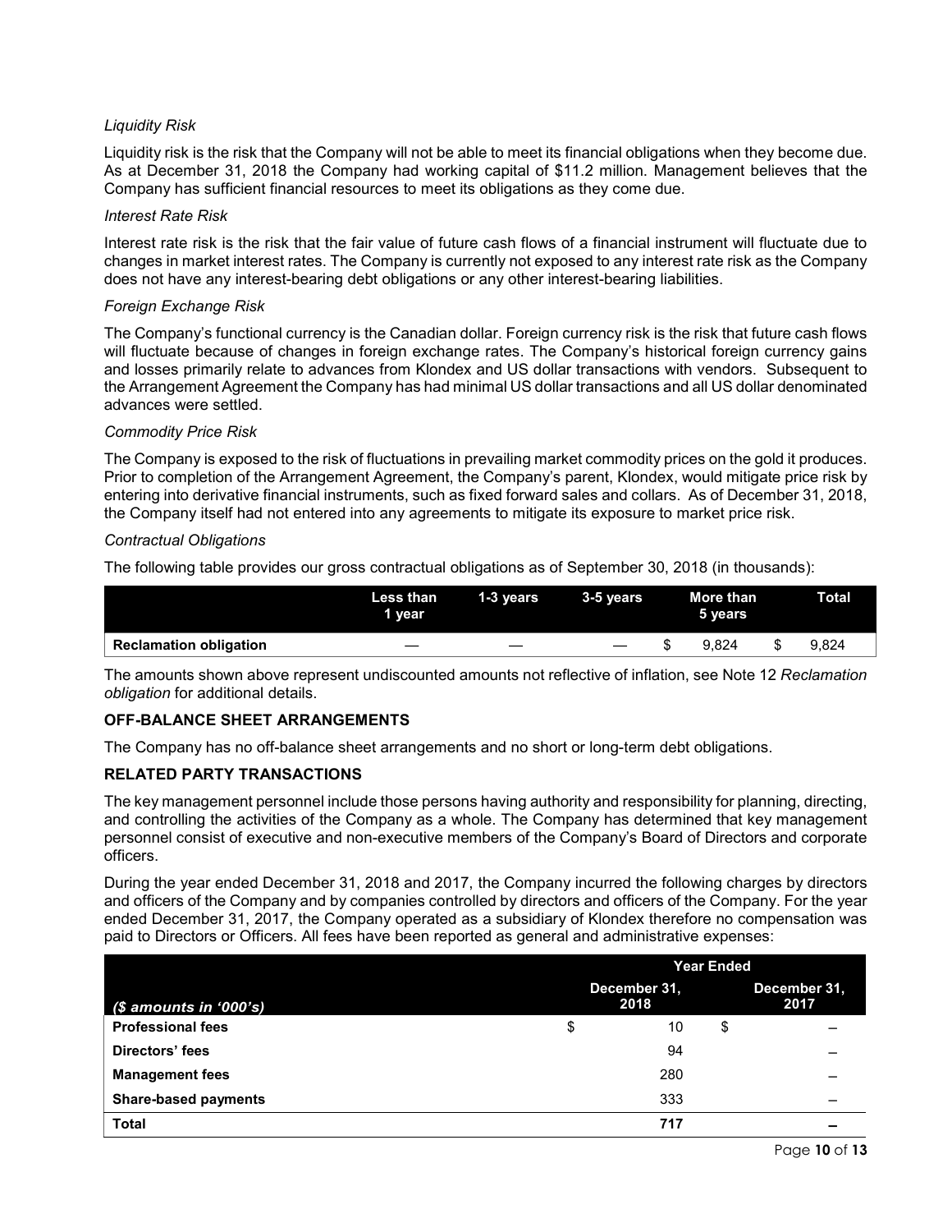*Liquidity Risk*

Liquidity risk is the risk that the Company will not be able to meet its financial obligations when they become due. As at December 31, 2018 the Company had working capital of $11.2 million. Management believes that the Company has sufficient financial resources to meet its obligations as they come due.

*Interest Rate Risk*

Interest rate risk is the risk that the fair value of future cash flows of a financial instrument will fluctuate due to changes in market interest rates. The Company is currently not exposed to any interest rate risk as the Company does not have any interest-bearing debt obligations or any other interest-bearing liabilities.

*Foreign Exchange Risk*

The Company's functional currency is the Canadian dollar. Foreign currency risk is the risk that future cash flows will fluctuate because of changes in foreign exchange rates. The Company's historical foreign currency gains and losses primarily relate to advances from Klondex and US dollar transactions with vendors. Subsequent to the Arrangement Agreement the Company has had minimal US dollar transactions and all US dollar denominated advances were settled.

*Commodity Price Risk*

The Company is exposed to the risk of fluctuations in prevailing market commodity prices on the gold it produces. Prior to completion of the Arrangement Agreement, the Company's parent, Klondex, would mitigate price risk by entering into derivative financial instruments, such as fixed forward sales and collars. As of December 31, 2018, the Company itself had not entered into any agreements to mitigate its exposure to market price risk.

*Contractual Obligations*

The following table provides our gross contractual obligations as of September 30, 2018 (in thousands):

| | Less than 1 year | 1-3 years | 3-5 years | More than 5 years | Total |
|---|---|---|---|---|---|
| **Reclamation obligation** | — | — | — | $ 9,824 | $ 9,824 |

The amounts shown above represent undiscounted amounts not reflective of inflation, see Note 12 *Reclamation obligation* for additional details.

## OFF-BALANCE SHEET ARRANGEMENTS

The Company has no off-balance sheet arrangements and no short or long-term debt obligations.

## RELATED PARTY TRANSACTIONS

The key management personnel include those persons having authority and responsibility for planning, directing, and controlling the activities of the Company as a whole. The Company has determined that key management personnel consist of executive and non-executive members of the Company's Board of Directors and corporate officers.

During the year ended December 31, 2018 and 2017, the Company incurred the following charges by directors and officers of the Company and by companies controlled by directors and officers of the Company. For the year ended December 31, 2017, the Company operated as a subsidiary of Klondex therefore no compensation was paid to Directors or Officers. All fees have been reported as general and administrative expenses:

| | Year Ended | |
|---|---|---|
| *($ amounts in '000's)* | December 31, 2018 | December 31, 2017 |
| **Professional fees** | $ 10 | $ – |
| **Directors' fees** | 94 | – |
| **Management fees** | 280 | – |
| **Share-based payments** | 333 | – |
| **Total** | **717** | **–** |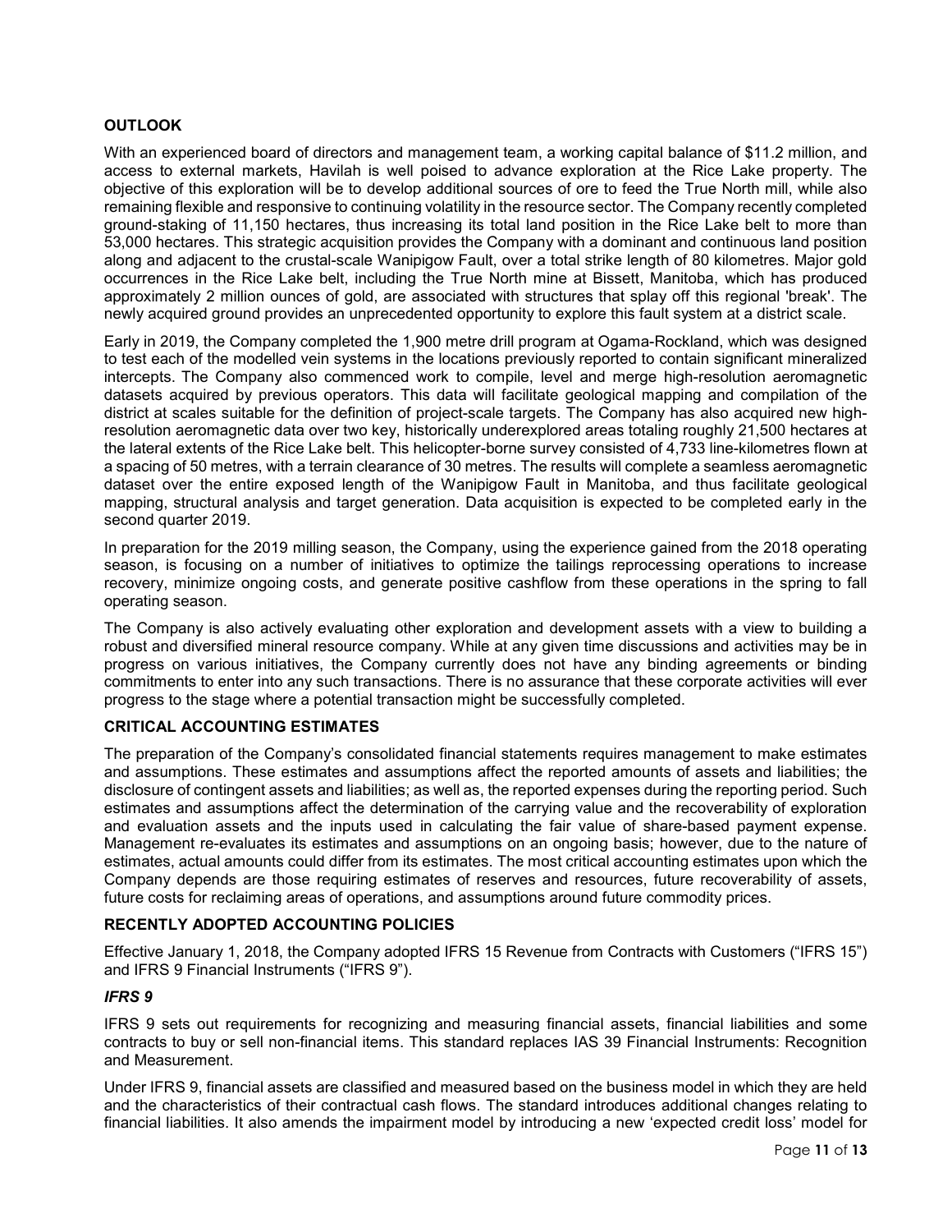## OUTLOOK

With an experienced board of directors and management team, a working capital balance of $11.2 million, and access to external markets, Havilah is well poised to advance exploration at the Rice Lake property. The objective of this exploration will be to develop additional sources of ore to feed the True North mill, while also remaining flexible and responsive to continuing volatility in the resource sector. The Company recently completed ground-staking of 11,150 hectares, thus increasing its total land position in the Rice Lake belt to more than 53,000 hectares. This strategic acquisition provides the Company with a dominant and continuous land position along and adjacent to the crustal-scale Wanipigow Fault, over a total strike length of 80 kilometres. Major gold occurrences in the Rice Lake belt, including the True North mine at Bissett, Manitoba, which has produced approximately 2 million ounces of gold, are associated with structures that splay off this regional 'break'. The newly acquired ground provides an unprecedented opportunity to explore this fault system at a district scale.

Early in 2019, the Company completed the 1,900 metre drill program at Ogama-Rockland, which was designed to test each of the modelled vein systems in the locations previously reported to contain significant mineralized intercepts. The Company also commenced work to compile, level and merge high-resolution aeromagnetic datasets acquired by previous operators. This data will facilitate geological mapping and compilation of the district at scales suitable for the definition of project-scale targets. The Company has also acquired new high-resolution aeromagnetic data over two key, historically underexplored areas totaling roughly 21,500 hectares at the lateral extents of the Rice Lake belt. This helicopter-borne survey consisted of 4,733 line-kilometres flown at a spacing of 50 metres, with a terrain clearance of 30 metres. The results will complete a seamless aeromagnetic dataset over the entire exposed length of the Wanipigow Fault in Manitoba, and thus facilitate geological mapping, structural analysis and target generation. Data acquisition is expected to be completed early in the second quarter 2019.

In preparation for the 2019 milling season, the Company, using the experience gained from the 2018 operating season, is focusing on a number of initiatives to optimize the tailings reprocessing operations to increase recovery, minimize ongoing costs, and generate positive cashflow from these operations in the spring to fall operating season.

The Company is also actively evaluating other exploration and development assets with a view to building a robust and diversified mineral resource company. While at any given time discussions and activities may be in progress on various initiatives, the Company currently does not have any binding agreements or binding commitments to enter into any such transactions. There is no assurance that these corporate activities will ever progress to the stage where a potential transaction might be successfully completed.

## CRITICAL ACCOUNTING ESTIMATES

The preparation of the Company's consolidated financial statements requires management to make estimates and assumptions. These estimates and assumptions affect the reported amounts of assets and liabilities; the disclosure of contingent assets and liabilities; as well as, the reported expenses during the reporting period. Such estimates and assumptions affect the determination of the carrying value and the recoverability of exploration and evaluation assets and the inputs used in calculating the fair value of share-based payment expense. Management re-evaluates its estimates and assumptions on an ongoing basis; however, due to the nature of estimates, actual amounts could differ from its estimates. The most critical accounting estimates upon which the Company depends are those requiring estimates of reserves and resources, future recoverability of assets, future costs for reclaiming areas of operations, and assumptions around future commodity prices.

## RECENTLY ADOPTED ACCOUNTING POLICIES

Effective January 1, 2018, the Company adopted IFRS 15 Revenue from Contracts with Customers ("IFRS 15") and IFRS 9 Financial Instruments ("IFRS 9").

### *IFRS 9*

IFRS 9 sets out requirements for recognizing and measuring financial assets, financial liabilities and some contracts to buy or sell non-financial items. This standard replaces IAS 39 Financial Instruments: Recognition and Measurement.

Under IFRS 9, financial assets are classified and measured based on the business model in which they are held and the characteristics of their contractual cash flows. The standard introduces additional changes relating to financial liabilities. It also amends the impairment model by introducing a new 'expected credit loss' model for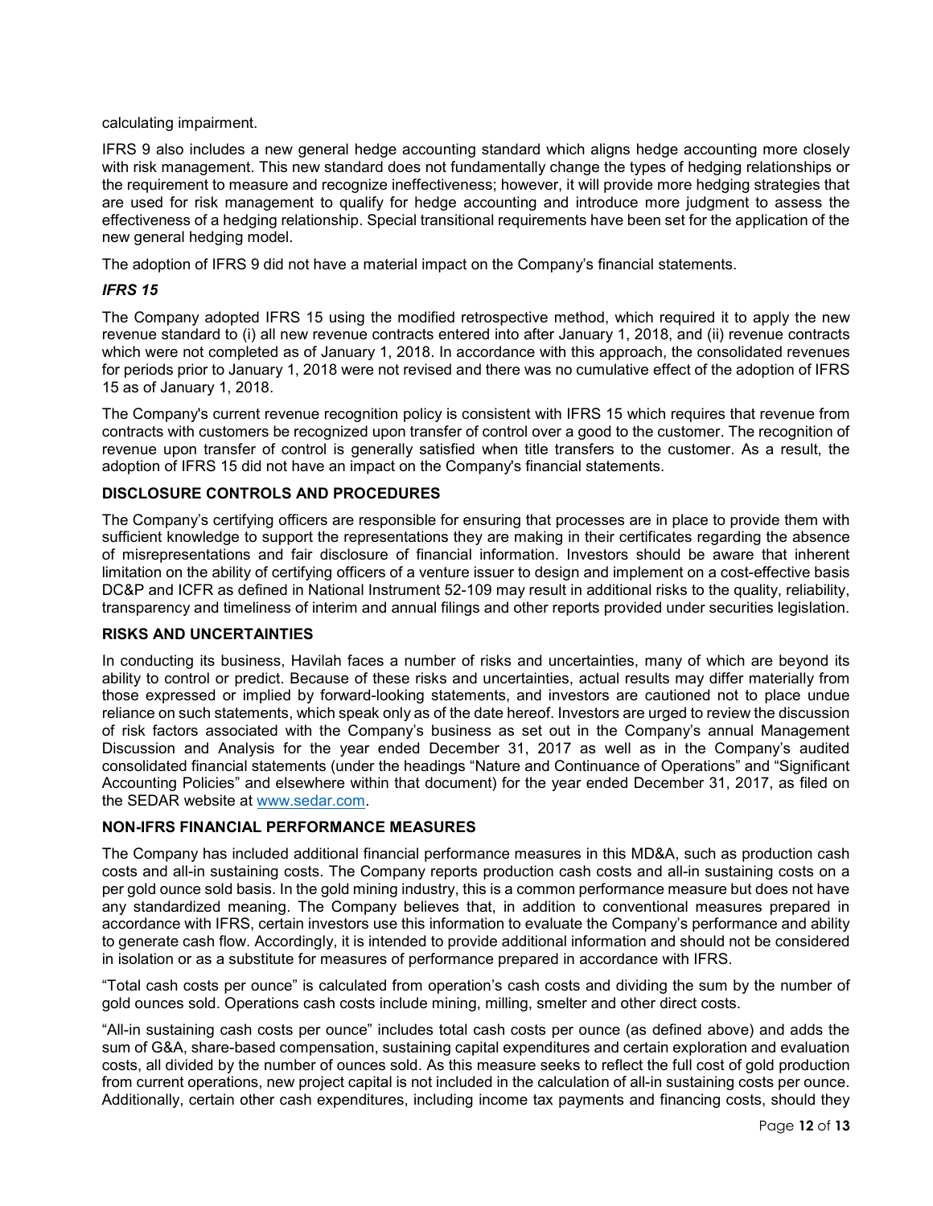calculating impairment.

IFRS 9 also includes a new general hedge accounting standard which aligns hedge accounting more closely with risk management. This new standard does not fundamentally change the types of hedging relationships or the requirement to measure and recognize ineffectiveness; however, it will provide more hedging strategies that are used for risk management to qualify for hedge accounting and introduce more judgment to assess the effectiveness of a hedging relationship. Special transitional requirements have been set for the application of the new general hedging model.

The adoption of IFRS 9 did not have a material impact on the Company's financial statements.

### *IFRS 15*

The Company adopted IFRS 15 using the modified retrospective method, which required it to apply the new revenue standard to (i) all new revenue contracts entered into after January 1, 2018, and (ii) revenue contracts which were not completed as of January 1, 2018. In accordance with this approach, the consolidated revenues for periods prior to January 1, 2018 were not revised and there was no cumulative effect of the adoption of IFRS 15 as of January 1, 2018.

The Company's current revenue recognition policy is consistent with IFRS 15 which requires that revenue from contracts with customers be recognized upon transfer of control over a good to the customer. The recognition of revenue upon transfer of control is generally satisfied when title transfers to the customer. As a result, the adoption of IFRS 15 did not have an impact on the Company's financial statements.

## DISCLOSURE CONTROLS AND PROCEDURES

The Company's certifying officers are responsible for ensuring that processes are in place to provide them with sufficient knowledge to support the representations they are making in their certificates regarding the absence of misrepresentations and fair disclosure of financial information. Investors should be aware that inherent limitation on the ability of certifying officers of a venture issuer to design and implement on a cost-effective basis DC&P and ICFR as defined in National Instrument 52-109 may result in additional risks to the quality, reliability, transparency and timeliness of interim and annual filings and other reports provided under securities legislation.

## RISKS AND UNCERTAINTIES

In conducting its business, Havilah faces a number of risks and uncertainties, many of which are beyond its ability to control or predict. Because of these risks and uncertainties, actual results may differ materially from those expressed or implied by forward-looking statements, and investors are cautioned not to place undue reliance on such statements, which speak only as of the date hereof. Investors are urged to review the discussion of risk factors associated with the Company's business as set out in the Company's annual Management Discussion and Analysis for the year ended December 31, 2017 as well as in the Company's audited consolidated financial statements (under the headings "Nature and Continuance of Operations" and "Significant Accounting Policies" and elsewhere within that document) for the year ended December 31, 2017, as filed on the SEDAR website at www.sedar.com.

## NON-IFRS FINANCIAL PERFORMANCE MEASURES

The Company has included additional financial performance measures in this MD&A, such as production cash costs and all-in sustaining costs. The Company reports production cash costs and all-in sustaining costs on a per gold ounce sold basis. In the gold mining industry, this is a common performance measure but does not have any standardized meaning. The Company believes that, in addition to conventional measures prepared in accordance with IFRS, certain investors use this information to evaluate the Company's performance and ability to generate cash flow. Accordingly, it is intended to provide additional information and should not be considered in isolation or as a substitute for measures of performance prepared in accordance with IFRS.

"Total cash costs per ounce" is calculated from operation's cash costs and dividing the sum by the number of gold ounces sold. Operations cash costs include mining, milling, smelter and other direct costs.

"All-in sustaining cash costs per ounce" includes total cash costs per ounce (as defined above) and adds the sum of G&A, share-based compensation, sustaining capital expenditures and certain exploration and evaluation costs, all divided by the number of ounces sold. As this measure seeks to reflect the full cost of gold production from current operations, new project capital is not included in the calculation of all-in sustaining costs per ounce. Additionally, certain other cash expenditures, including income tax payments and financing costs, should they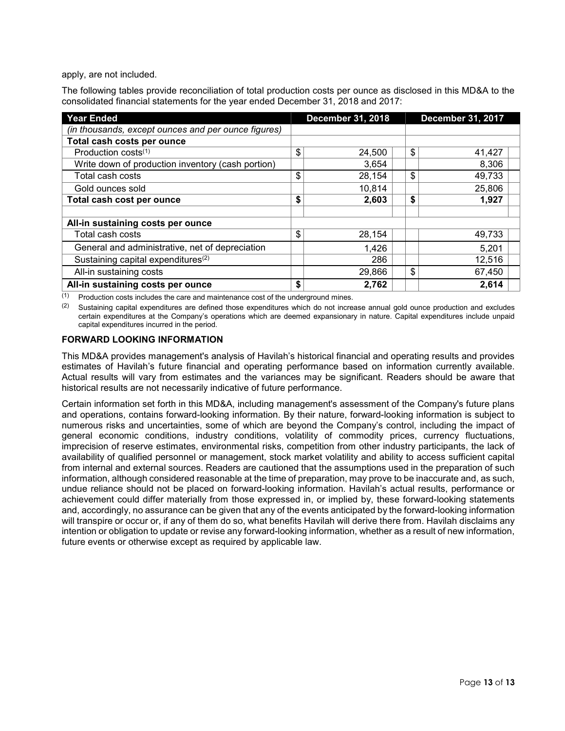apply, are not included.

The following tables provide reconciliation of total production costs per ounce as disclosed in this MD&A to the consolidated financial statements for the year ended December 31, 2018 and 2017:

| Year Ended | December 31, 2018 | December 31, 2017 |
| --- | --- | --- |
| *(in thousands, except ounces and per ounce figures)* | | |
| **Total cash costs per ounce** | | |
| Production costs[1] | $ 24,500 | $ 41,427 |
| Write down of production inventory (cash portion) | 3,654 | 8,306 |
| Total cash costs | $ 28,154 | $ 49,733 |
| Gold ounces sold | 10,814 | 25,806 |
| **Total cash cost per ounce** | **$ 2,603** | **$ 1,927** |
| | | |
| **All-in sustaining costs per ounce** | | |
| Total cash costs | $ 28,154 | 49,733 |
| General and administrative, net of depreciation | 1,426 | 5,201 |
| Sustaining capital expenditures[2] | 286 | 12,516 |
| All-in sustaining costs | 29,866 | $ 67,450 |
| **All-in sustaining costs per ounce** | **$ 2,762** | **2,614** |

(1) Production costs includes the care and maintenance cost of the underground mines.

(2) Sustaining capital expenditures are defined those expenditures which do not increase annual gold ounce production and excludes certain expenditures at the Company's operations which are deemed expansionary in nature. Capital expenditures include unpaid capital expenditures incurred in the period.

## FORWARD LOOKING INFORMATION

This MD&A provides management's analysis of Havilah's historical financial and operating results and provides estimates of Havilah's future financial and operating performance based on information currently available. Actual results will vary from estimates and the variances may be significant. Readers should be aware that historical results are not necessarily indicative of future performance.

Certain information set forth in this MD&A, including management's assessment of the Company's future plans and operations, contains forward-looking information. By their nature, forward-looking information is subject to numerous risks and uncertainties, some of which are beyond the Company's control, including the impact of general economic conditions, industry conditions, volatility of commodity prices, currency fluctuations, imprecision of reserve estimates, environmental risks, competition from other industry participants, the lack of availability of qualified personnel or management, stock market volatility and ability to access sufficient capital from internal and external sources. Readers are cautioned that the assumptions used in the preparation of such information, although considered reasonable at the time of preparation, may prove to be inaccurate and, as such, undue reliance should not be placed on forward-looking information. Havilah's actual results, performance or achievement could differ materially from those expressed in, or implied by, these forward-looking statements and, accordingly, no assurance can be given that any of the events anticipated by the forward-looking information will transpire or occur or, if any of them do so, what benefits Havilah will derive there from. Havilah disclaims any intention or obligation to update or revise any forward-looking information, whether as a result of new information, future events or otherwise except as required by applicable law.